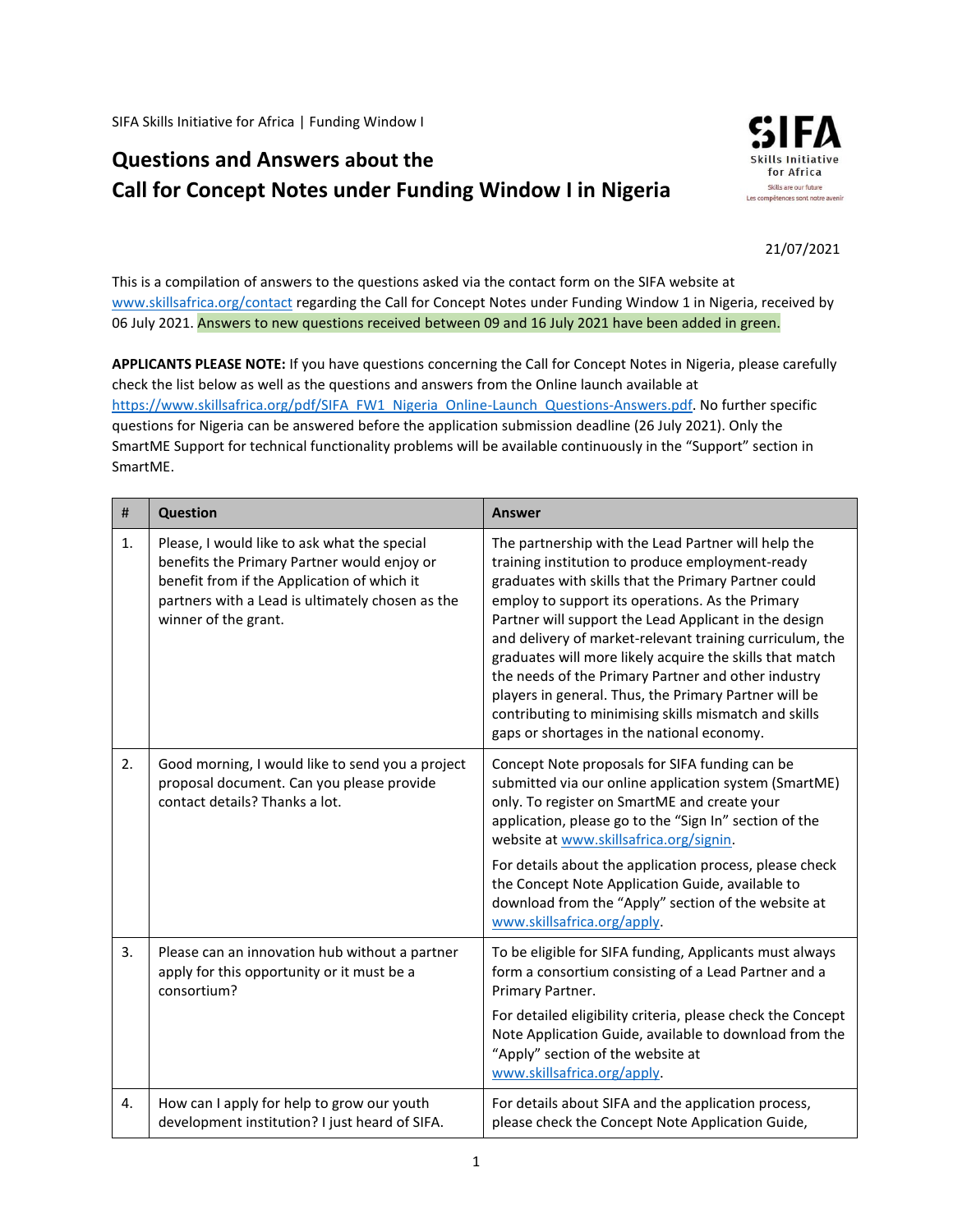SIFA Skills Initiative for Africa | Funding Window I

# Questions and Answers about the Call for Concept Notes under Funding Window I in Nigeria

21/07/2021

This is a compilation of answers to the questions asked via the contact form on the SIFA website at www.skillsafrica.org/contact regarding the Call for Concept Notes under Funding Window 1 in Nigeria, received by 06 July 2021. Answers to new questions received between 09 and 16 July 2021 have been added in green.

**APPLICANTS PLEASE NOTE:** If you have questions concerning the Call for Concept Notes in Nigeria, please carefully check the list below as well as the questions and answers from the Online launch available at https://www.skillsafrica.org/pdf/SIFA_FW1_Nigeria_Online-Launch_Questions-Answers.pdf. No further specific questions for Nigeria can be answered before the application submission deadline (26 July 2021). Only the SmartME Support for technical functionality problems will be available continuously in the "Support" section in SmartME.

| # | Question | Answer |
|---|---|---|
| 1. | Please, I would like to ask what the special benefits the Primary Partner would enjoy or benefit from if the Application of which it partners with a Lead is ultimately chosen as the winner of the grant. | The partnership with the Lead Partner will help the training institution to produce employment-ready graduates with skills that the Primary Partner could employ to support its operations. As the Primary Partner will support the Lead Applicant in the design and delivery of market-relevant training curriculum, the graduates will more likely acquire the skills that match the needs of the Primary Partner and other industry players in general. Thus, the Primary Partner will be contributing to minimising skills mismatch and skills gaps or shortages in the national economy. |
| 2. | Good morning, I would like to send you a project proposal document. Can you please provide contact details? Thanks a lot. | Concept Note proposals for SIFA funding can be submitted via our online application system (SmartME) only. To register on SmartME and create your application, please go to the "Sign In" section of the website at www.skillsafrica.org/signin.<br><br>For details about the application process, please check the Concept Note Application Guide, available to download from the "Apply" section of the website at www.skillsafrica.org/apply. |
| 3. | Please can an innovation hub without a partner apply for this opportunity or it must be a consortium? | To be eligible for SIFA funding, Applicants must always form a consortium consisting of a Lead Partner and a Primary Partner.<br><br>For detailed eligibility criteria, please check the Concept Note Application Guide, available to download from the "Apply" section of the website at www.skillsafrica.org/apply. |
| 4. | How can I apply for help to grow our youth development institution? I just heard of SIFA. | For details about SIFA and the application process, please check the Concept Note Application Guide, |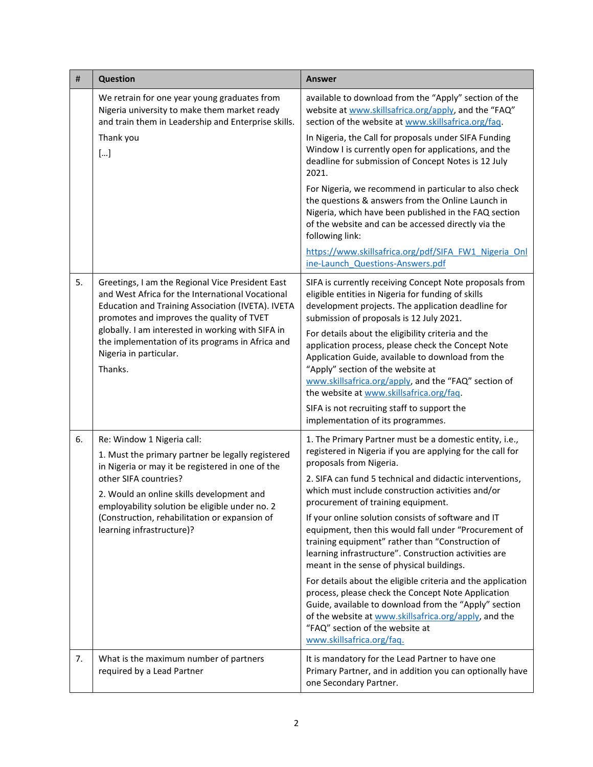| # | Question | Answer |
|---|---|---|
| | We retrain for one year young graduates from Nigeria university to make them market ready and train them in Leadership and Enterprise skills.<br><br>Thank you<br><br>[…] | available to download from the "Apply" section of the website at www.skillsafrica.org/apply, and the "FAQ" section of the website at www.skillsafrica.org/faq.<br><br>In Nigeria, the Call for proposals under SIFA Funding Window I is currently open for applications, and the deadline for submission of Concept Notes is 12 July 2021.<br><br>For Nigeria, we recommend in particular to also check the questions & answers from the Online Launch in Nigeria, which have been published in the FAQ section of the website and can be accessed directly via the following link:<br><br>https://www.skillsafrica.org/pdf/SIFA_FW1_Nigeria_Online-Launch_Questions-Answers.pdf |
| 5. | Greetings, I am the Regional Vice President East and West Africa for the International Vocational Education and Training Association (IVETA). IVETA promotes and improves the quality of TVET globally. I am interested in working with SIFA in the implementation of its programs in Africa and Nigeria in particular.<br><br>Thanks. | SIFA is currently receiving Concept Note proposals from eligible entities in Nigeria for funding of skills development projects. The application deadline for submission of proposals is 12 July 2021.<br><br>For details about the eligibility criteria and the application process, please check the Concept Note Application Guide, available to download from the "Apply" section of the website at www.skillsafrica.org/apply, and the "FAQ" section of the website at www.skillsafrica.org/faq.<br><br>SIFA is not recruiting staff to support the implementation of its programmes. |
| 6. | Re: Window 1 Nigeria call:<br><br>1. Must the primary partner be legally registered in Nigeria or may it be registered in one of the other SIFA countries?<br><br>2. Would an online skills development and employability solution be eligible under no. 2 (Construction, rehabilitation or expansion of learning infrastructure)? | 1. The Primary Partner must be a domestic entity, i.e., registered in Nigeria if you are applying for the call for proposals from Nigeria.<br><br>2. SIFA can fund 5 technical and didactic interventions, which must include construction activities and/or procurement of training equipment.<br><br>If your online solution consists of software and IT equipment, then this would fall under "Procurement of training equipment" rather than "Construction of learning infrastructure". Construction activities are meant in the sense of physical buildings.<br><br>For details about the eligible criteria and the application process, please check the Concept Note Application Guide, available to download from the "Apply" section of the website at www.skillsafrica.org/apply, and the "FAQ" section of the website at www.skillsafrica.org/faq. |
| 7. | What is the maximum number of partners required by a Lead Partner | It is mandatory for the Lead Partner to have one Primary Partner, and in addition you can optionally have one Secondary Partner. |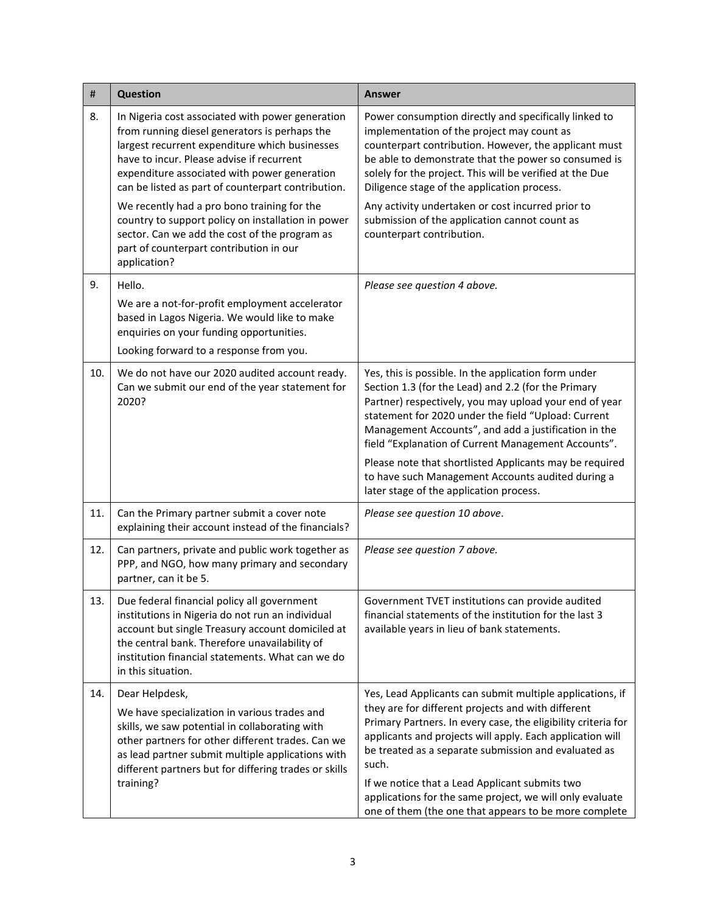| # | Question | Answer |
|---|---|---|
| 8. | In Nigeria cost associated with power generation from running diesel generators is perhaps the largest recurrent expenditure which businesses have to incur. Please advise if recurrent expenditure associated with power generation can be listed as part of counterpart contribution.<br><br>We recently had a pro bono training for the country to support policy on installation in power sector. Can we add the cost of the program as part of counterpart contribution in our application? | Power consumption directly and specifically linked to implementation of the project may count as counterpart contribution. However, the applicant must be able to demonstrate that the power so consumed is solely for the project. This will be verified at the Due Diligence stage of the application process.<br><br>Any activity undertaken or cost incurred prior to submission of the application cannot count as counterpart contribution. |
| 9. | Hello.<br><br>We are a not-for-profit employment accelerator based in Lagos Nigeria. We would like to make enquiries on your funding opportunities.<br><br>Looking forward to a response from you. | *Please see question 4 above.* |
| 10. | We do not have our 2020 audited account ready. Can we submit our end of the year statement for 2020? | Yes, this is possible. In the application form under Section 1.3 (for the Lead) and 2.2 (for the Primary Partner) respectively, you may upload your end of year statement for 2020 under the field "Upload: Current Management Accounts", and add a justification in the field "Explanation of Current Management Accounts".<br><br>Please note that shortlisted Applicants may be required to have such Management Accounts audited during a later stage of the application process. |
| 11. | Can the Primary partner submit a cover note explaining their account instead of the financials? | *Please see question 10 above*. |
| 12. | Can partners, private and public work together as PPP, and NGO, how many primary and secondary partner, can it be 5. | *Please see question 7 above.* |
| 13. | Due federal financial policy all government institutions in Nigeria do not run an individual account but single Treasury account domiciled at the central bank. Therefore unavailability of institution financial statements. What can we do in this situation. | Government TVET institutions can provide audited financial statements of the institution for the last 3 available years in lieu of bank statements. |
| 14. | Dear Helpdesk,<br><br>We have specialization in various trades and skills, we saw potential in collaborating with other partners for other different trades. Can we as lead partner submit multiple applications with different partners but for differing trades or skills training? | Yes, Lead Applicants can submit multiple applications, if they are for different projects and with different Primary Partners. In every case, the eligibility criteria for applicants and projects will apply. Each application will be treated as a separate submission and evaluated as such.<br><br>If we notice that a Lead Applicant submits two applications for the same project, we will only evaluate one of them (the one that appears to be more complete |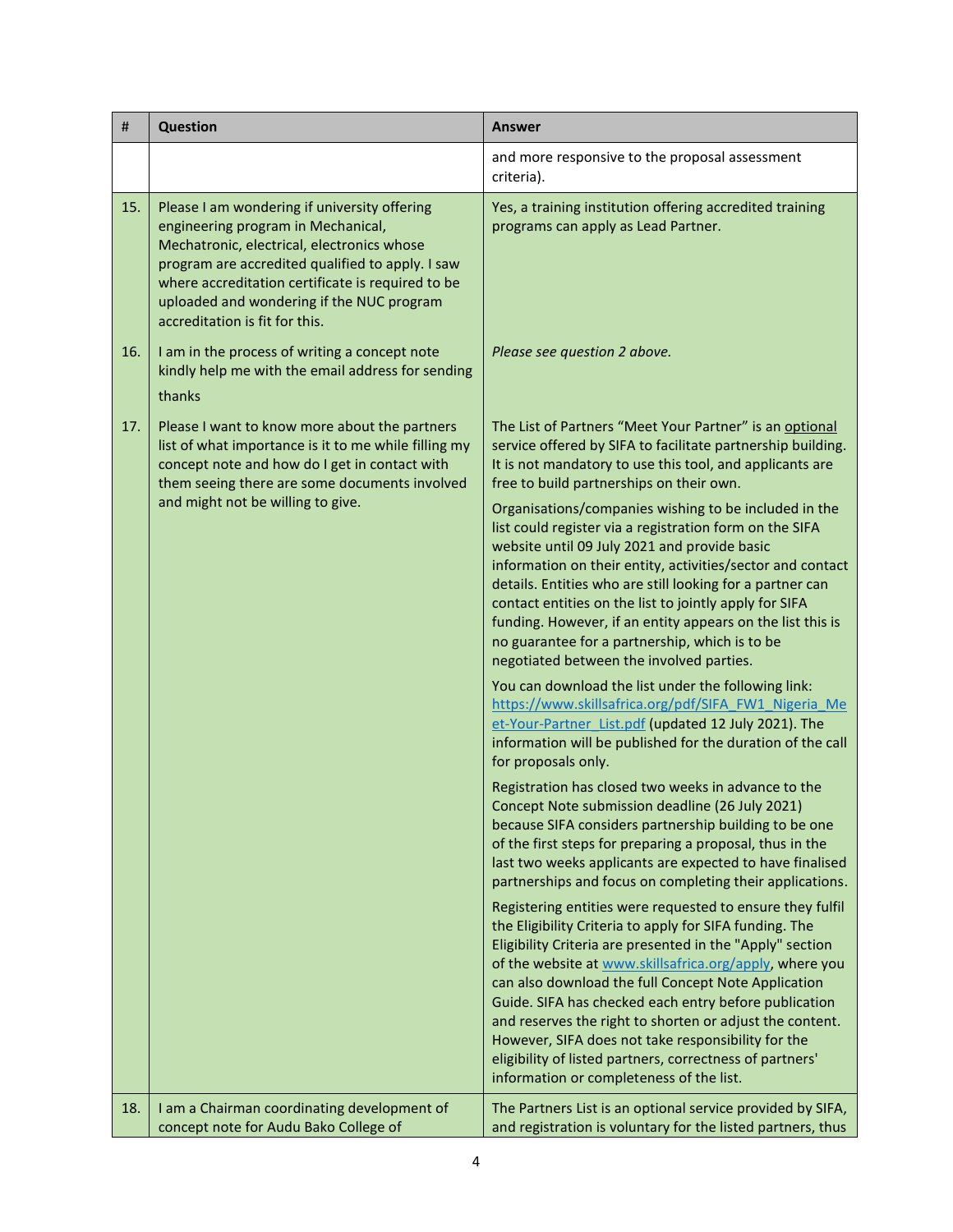| # | Question | Answer |
|---|---|---|
| | | and more responsive to the proposal assessment criteria). |
| 15. | Please I am wondering if university offering engineering program in Mechanical, Mechatronic, electrical, electronics whose program are accredited qualified to apply. I saw where accreditation certificate is required to be uploaded and wondering if the NUC program accreditation is fit for this. | Yes, a training institution offering accredited training programs can apply as Lead Partner. |
| 16. | I am in the process of writing a concept note kindly help me with the email address for sending<br><br>thanks | *Please see question 2 above.* |
| 17. | Please I want to know more about the partners list of what importance is it to me while filling my concept note and how do I get in contact with them seeing there are some documents involved and might not be willing to give. | The List of Partners "Meet Your Partner" is an optional service offered by SIFA to facilitate partnership building. It is not mandatory to use this tool, and applicants are free to build partnerships on their own.<br><br>Organisations/companies wishing to be included in the list could register via a registration form on the SIFA website until 09 July 2021 and provide basic information on their entity, activities/sector and contact details. Entities who are still looking for a partner can contact entities on the list to jointly apply for SIFA funding. However, if an entity appears on the list this is no guarantee for a partnership, which is to be negotiated between the involved parties.<br><br>You can download the list under the following link: https://www.skillsafrica.org/pdf/SIFA_FW1_Nigeria_Meet-Your-Partner_List.pdf (updated 12 July 2021). The information will be published for the duration of the call for proposals only.<br><br>Registration has closed two weeks in advance to the Concept Note submission deadline (26 July 2021) because SIFA considers partnership building to be one of the first steps for preparing a proposal, thus in the last two weeks applicants are expected to have finalised partnerships and focus on completing their applications.<br><br>Registering entities were requested to ensure they fulfil the Eligibility Criteria to apply for SIFA funding. The Eligibility Criteria are presented in the "Apply" section of the website at www.skillsafrica.org/apply, where you can also download the full Concept Note Application Guide. SIFA has checked each entry before publication and reserves the right to shorten or adjust the content. However, SIFA does not take responsibility for the eligibility of listed partners, correctness of partners' information or completeness of the list. |
| 18. | I am a Chairman coordinating development of concept note for Audu Bako College of | The Partners List is an optional service provided by SIFA, and registration is voluntary for the listed partners, thus |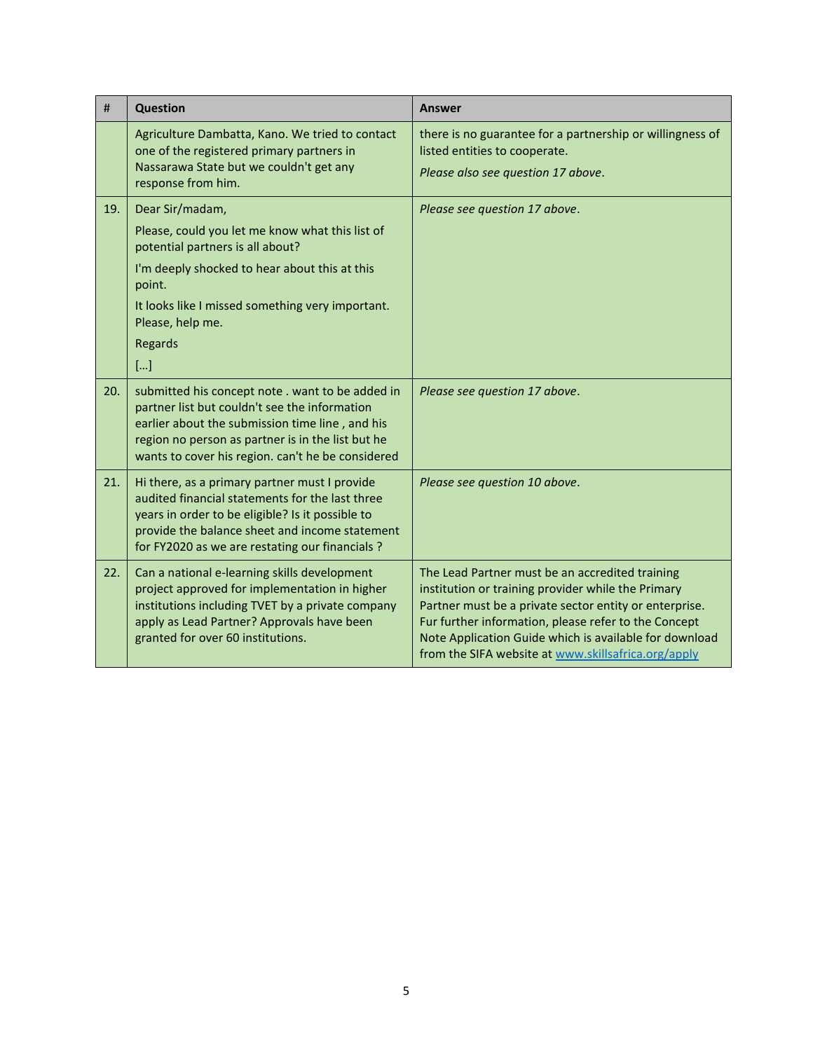| # | Question | Answer |
|---|---|---|
| | Agriculture Dambatta, Kano. We tried to contact one of the registered primary partners in Nassarawa State but we couldn't get any response from him. | there is no guarantee for a partnership or willingness of listed entities to cooperate.<br><br>*Please also see question 17 above.* |
| 19. | Dear Sir/madam,<br><br>Please, could you let me know what this list of potential partners is all about?<br><br>I'm deeply shocked to hear about this at this point.<br><br>It looks like I missed something very important. Please, help me.<br><br>Regards<br><br>[…] | *Please see question 17 above.* |
| 20. | submitted his concept note . want to be added in partner list but couldn't see the information earlier about the submission time line , and his region no person as partner is in the list but he wants to cover his region. can't he be considered | *Please see question 17 above.* |
| 21. | Hi there, as a primary partner must I provide audited financial statements for the last three years in order to be eligible? Is it possible to provide the balance sheet and income statement for FY2020 as we are restating our financials ? | *Please see question 10 above.* |
| 22. | Can a national e-learning skills development project approved for implementation in higher institutions including TVET by a private company apply as Lead Partner? Approvals have been granted for over 60 institutions. | The Lead Partner must be an accredited training institution or training provider while the Primary Partner must be a private sector entity or enterprise. Fur further information, please refer to the Concept Note Application Guide which is available for download from the SIFA website at www.skillsafrica.org/apply |